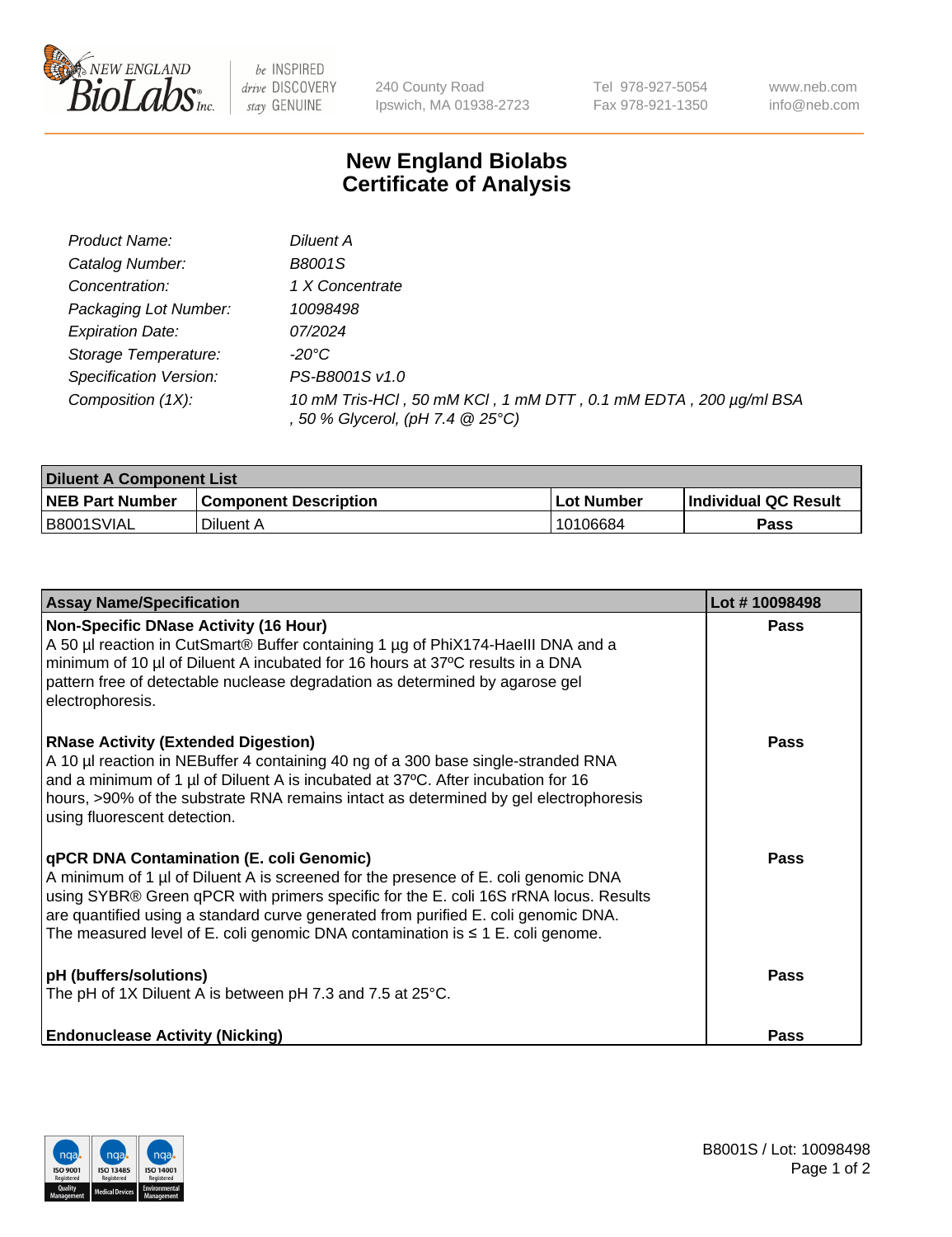# New England Biolabs
## Certificate of Analysis

| | |
|---|---|
| *Product Name:* | *Diluent A* |
| *Catalog Number:* | *B8001S* |
| *Concentration:* | *1 X Concentrate* |
| *Packaging Lot Number:* | *10098498* |
| *Expiration Date:* | *07/2024* |
| *Storage Temperature:* | *-20°C* |
| *Specification Version:* | *PS-B8001S v1.0* |
| *Composition (1X):* | *10 mM Tris-HCl , 50 mM KCl , 1 mM DTT , 0.1 mM EDTA , 200 µg/ml BSA , 50 % Glycerol, (pH 7.4 @ 25°C)* |

| **Diluent A Component List** | | | |
|---|---|---|---|
| **NEB Part Number** | **Component Description** | **Lot Number** | **Individual QC Result** |
| B8001SVIAL | Diluent A | 10106684 | **Pass** |

| **Assay Name/Specification** | **Lot # 10098498** |
|---|---|
| **Non-Specific DNase Activity (16 Hour)**<br>A 50 µl reaction in CutSmart® Buffer containing 1 µg of PhiX174-HaeIII DNA and a minimum of 10 µl of Diluent A incubated for 16 hours at 37ºC results in a DNA pattern free of detectable nuclease degradation as determined by agarose gel electrophoresis. | **Pass** |
| **RNase Activity (Extended Digestion)**<br>A 10 µl reaction in NEBuffer 4 containing 40 ng of a 300 base single-stranded RNA and a minimum of 1 µl of Diluent A is incubated at 37ºC. After incubation for 16 hours, >90% of the substrate RNA remains intact as determined by gel electrophoresis using fluorescent detection. | **Pass** |
| **qPCR DNA Contamination (E. coli Genomic)**<br>A minimum of 1 µl of Diluent A is screened for the presence of E. coli genomic DNA using SYBR® Green qPCR with primers specific for the E. coli 16S rRNA locus. Results are quantified using a standard curve generated from purified E. coli genomic DNA. The measured level of E. coli genomic DNA contamination is ≤ 1 E. coli genome. | **Pass** |
| **pH (buffers/solutions)**<br>The pH of 1X Diluent A is between pH 7.3 and 7.5 at 25°C. | **Pass** |
| **Endonuclease Activity (Nicking)** | **Pass** |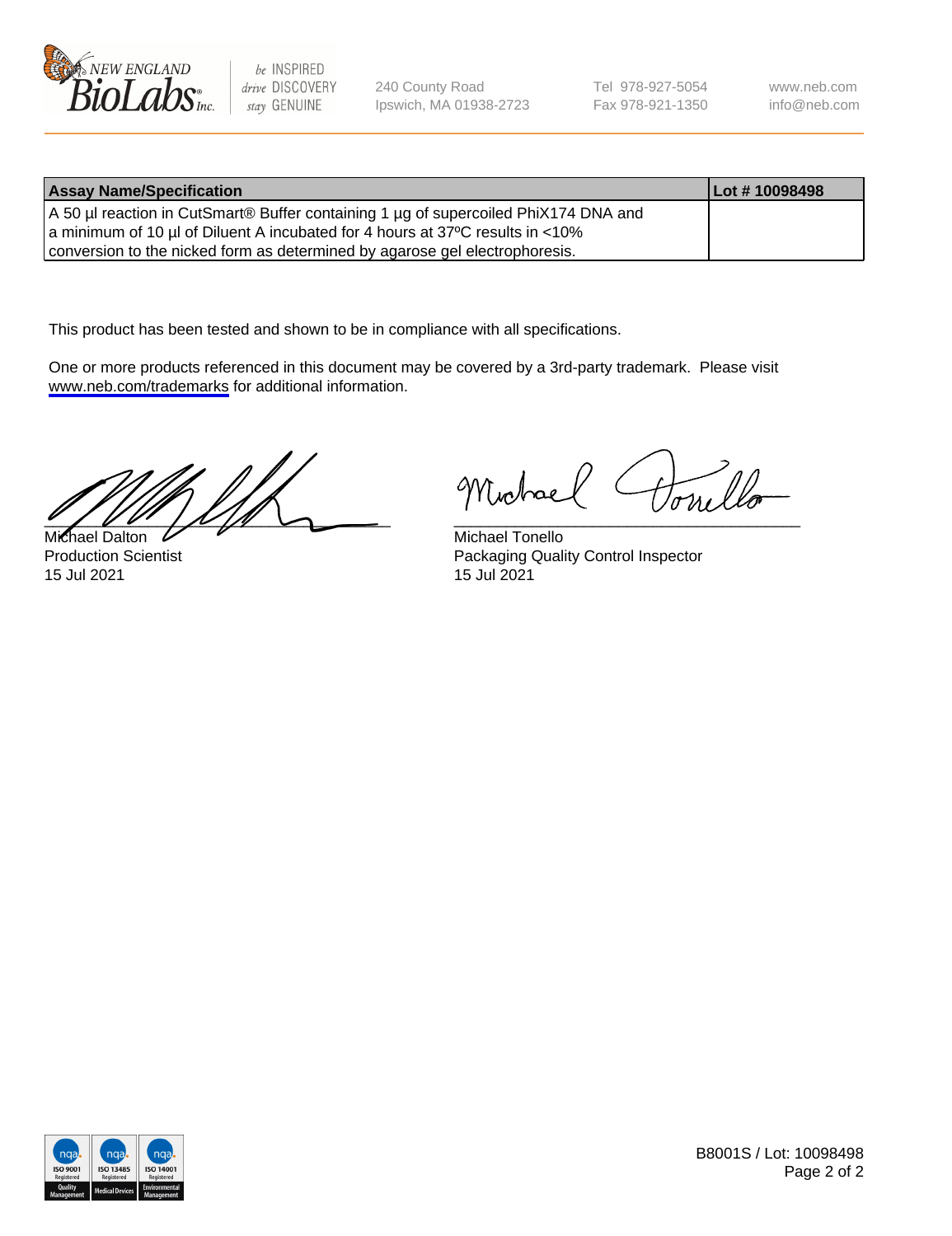| Assay Name/Specification | Lot # 10098498 |
| --- | --- |
| A 50 µl reaction in CutSmart® Buffer containing 1 µg of supercoiled PhiX174 DNA and a minimum of 10 µl of Diluent A incubated for 4 hours at 37ºC results in <10% conversion to the nicked form as determined by agarose gel electrophoresis. | |

This product has been tested and shown to be in compliance with all specifications.

One or more products referenced in this document may be covered by a 3rd-party trademark. Please visit www.neb.com/trademarks for additional information.

Michael Dalton
Production Scientist
15 Jul 2021

Michael Tonello
Packaging Quality Control Inspector
15 Jul 2021

B8001S / Lot: 10098498